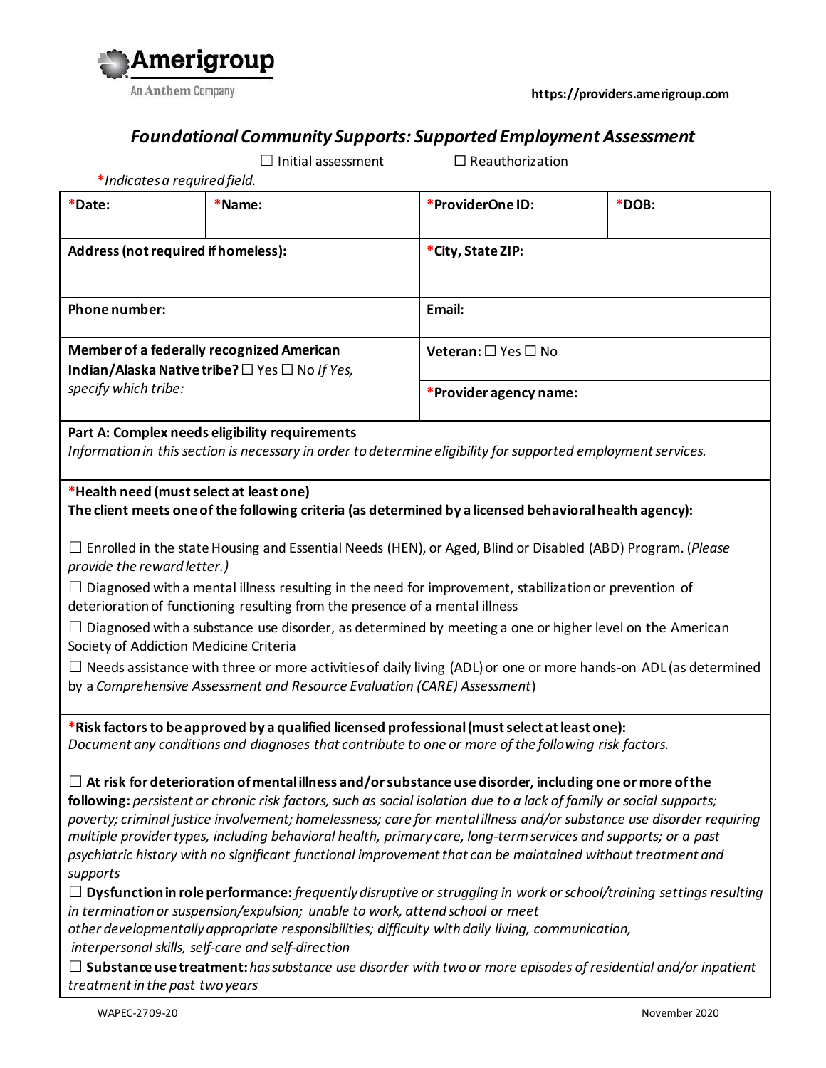Amerigroup

An Anthem Company

https://providers.amerigroup.com

# Foundational Community Supports: Supported Employment Assessment

☐ Initial assessment ☐ Reauthorization

*\*Indicates a required field.*

| **\*Date:** | **\*Name:** | **\*ProviderOne ID:** | **\*DOB:** |
|---|---|---|---|
| **Address (not required if homeless):** | | **\*City, State ZIP:** | |
| **Phone number:** | | **Email:** | |
| **Member of a federally recognized American Indian/Alaska Native tribe?** ☐ Yes ☐ No *If Yes, specify which tribe:* | | **Veteran:** ☐ Yes ☐ No | |
| | | **\*Provider agency name:** | |

**Part A: Complex needs eligibility requirements**

*Information in this section is necessary in order to determine eligibility for supported employment services.*

**\*Health need (must select at least one)**

**The client meets one of the following criteria (as determined by a licensed behavioral health agency):**

☐ Enrolled in the state Housing and Essential Needs (HEN), or Aged, Blind or Disabled (ABD) Program. (*Please provide the reward letter.*)

☐ Diagnosed with a mental illness resulting in the need for improvement, stabilization or prevention of deterioration of functioning resulting from the presence of a mental illness

☐ Diagnosed with a substance use disorder, as determined by meeting a one or higher level on the American Society of Addiction Medicine Criteria

☐ Needs assistance with three or more activities of daily living (ADL) or one or more hands-on ADL (as determined by a *Comprehensive Assessment and Resource Evaluation (CARE) Assessment*)

**\*Risk factors to be approved by a qualified licensed professional (must select at least one):**

*Document any conditions and diagnoses that contribute to one or more of the following risk factors.*

☐ **At risk for deterioration of mental illness and/or substance use disorder, including one or more of the following:** *persistent or chronic risk factors, such as social isolation due to a lack of family or social supports; poverty; criminal justice involvement; homelessness; care for mental illness and/or substance use disorder requiring multiple provider types, including behavioral health, primary care, long-term services and supports; or a past psychiatric history with no significant functional improvement that can be maintained without treatment and supports*

☐ **Dysfunction in role performance:** *frequently disruptive or struggling in work or school/training settings resulting in termination or suspension/expulsion; unable to work, attend school or meet other developmentally appropriate responsibilities; difficulty with daily living, communication, interpersonal skills, self-care and self-direction*

☐ **Substance use treatment:** *has substance use disorder with two or more episodes of residential and/or inpatient treatment in the past two years*

WAPEC-2709-20 November 2020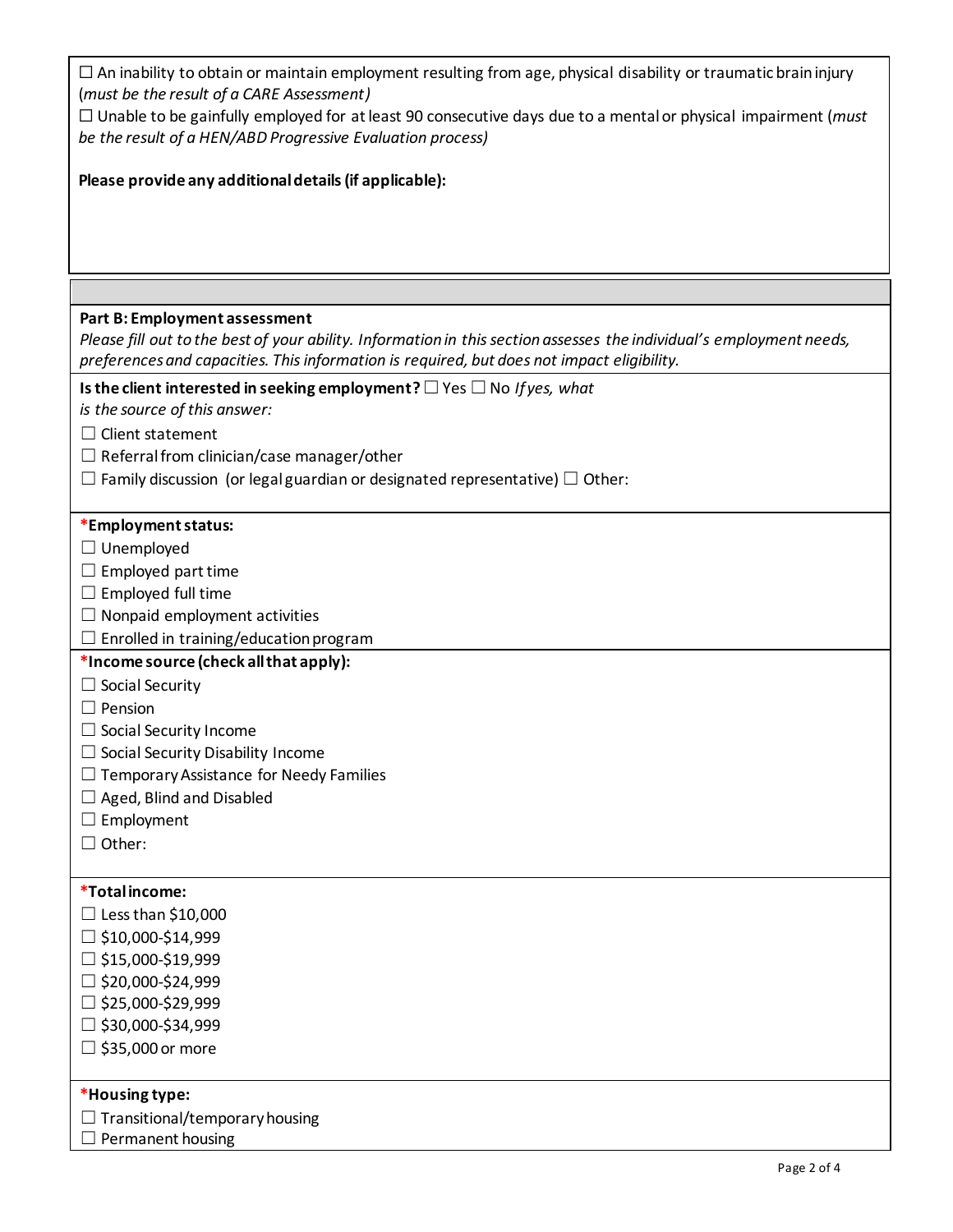☐ An inability to obtain or maintain employment resulting from age, physical disability or traumatic brain injury (*must be the result of a CARE Assessment)*

☐ Unable to be gainfully employed for at least 90 consecutive days due to a mental or physical impairment (*must be the result of a HEN/ABD Progressive Evaluation process)*

**Please provide any additional details (if applicable):**

**Part B: Employment assessment**

*Please fill out to the best of your ability. Information in this section assesses the individual's employment needs, preferences and capacities. This information is required, but does not impact eligibility.*

**Is the client interested in seeking employment?** ☐ Yes ☐ No *If yes, what is the source of this answer:*

☐ Client statement

☐ Referral from clinician/case manager/other

☐ Family discussion (or legal guardian or designated representative) ☐ Other:

***Employment status:**

☐ Unemployed

☐ Employed part time

☐ Employed full time

☐ Nonpaid employment activities

☐ Enrolled in training/education program

***Income source (check all that apply):**

☐ Social Security

☐ Pension

☐ Social Security Income

☐ Social Security Disability Income

☐ Temporary Assistance for Needy Families

☐ Aged, Blind and Disabled

☐ Employment

☐ Other:

***Total income:**

☐ Less than $10,000

☐ $10,000-$14,999

☐ $15,000-$19,999

☐ $20,000-$24,999

☐ $25,000-$29,999

☐ $30,000-$34,999

☐ $35,000 or more

***Housing type:**

☐ Transitional/temporary housing

☐ Permanent housing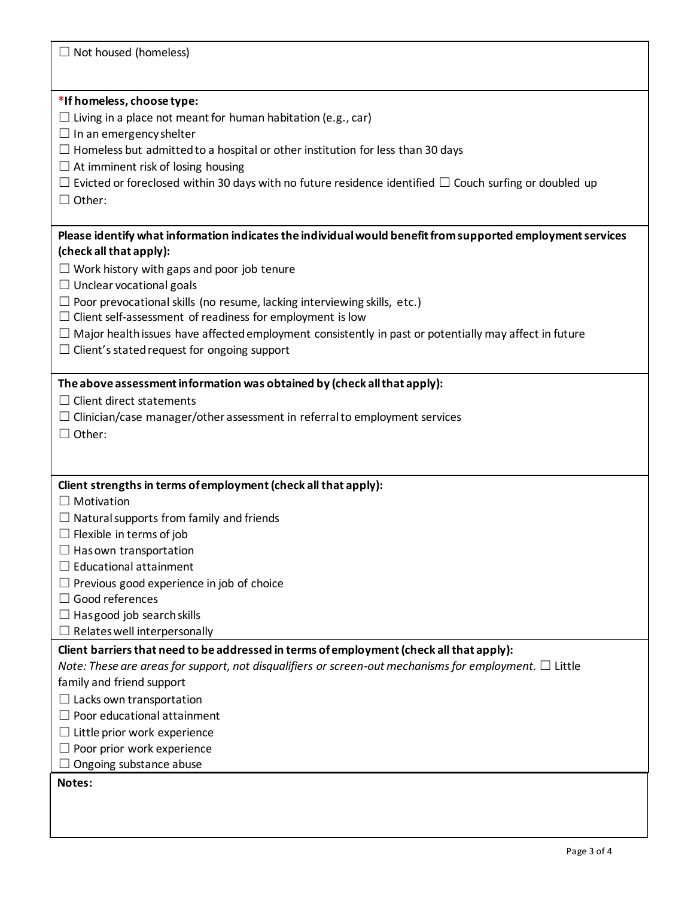☐ Not housed (homeless)

**\*If homeless, choose type:**

☐ Living in a place not meant for human habitation (e.g., car)
☐ In an emergency shelter
☐ Homeless but admitted to a hospital or other institution for less than 30 days
☐ At imminent risk of losing housing
☐ Evicted or foreclosed within 30 days with no future residence identified ☐ Couch surfing or doubled up
☐ Other:

**Please identify what information indicates the individual would benefit from supported employment services (check all that apply):**

☐ Work history with gaps and poor job tenure
☐ Unclear vocational goals
☐ Poor prevocational skills (no resume, lacking interviewing skills, etc.)
☐ Client self-assessment of readiness for employment is low
☐ Major health issues have affected employment consistently in past or potentially may affect in future
☐ Client's stated request for ongoing support

**The above assessment information was obtained by (check all that apply):**

☐ Client direct statements
☐ Clinician/case manager/other assessment in referral to employment services
☐ Other:

**Client strengths in terms of employment (check all that apply):**

☐ Motivation
☐ Natural supports from family and friends
☐ Flexible in terms of job
☐ Has own transportation
☐ Educational attainment
☐ Previous good experience in job of choice
☐ Good references
☐ Has good job search skills
☐ Relates well interpersonally

**Client barriers that need to be addressed in terms of employment (check all that apply):**

*Note: These are areas for support, not disqualifiers or screen-out mechanisms for employment.* ☐ Little family and friend support
☐ Lacks own transportation
☐ Poor educational attainment
☐ Little prior work experience
☐ Poor prior work experience
☐ Ongoing substance abuse

**Notes:**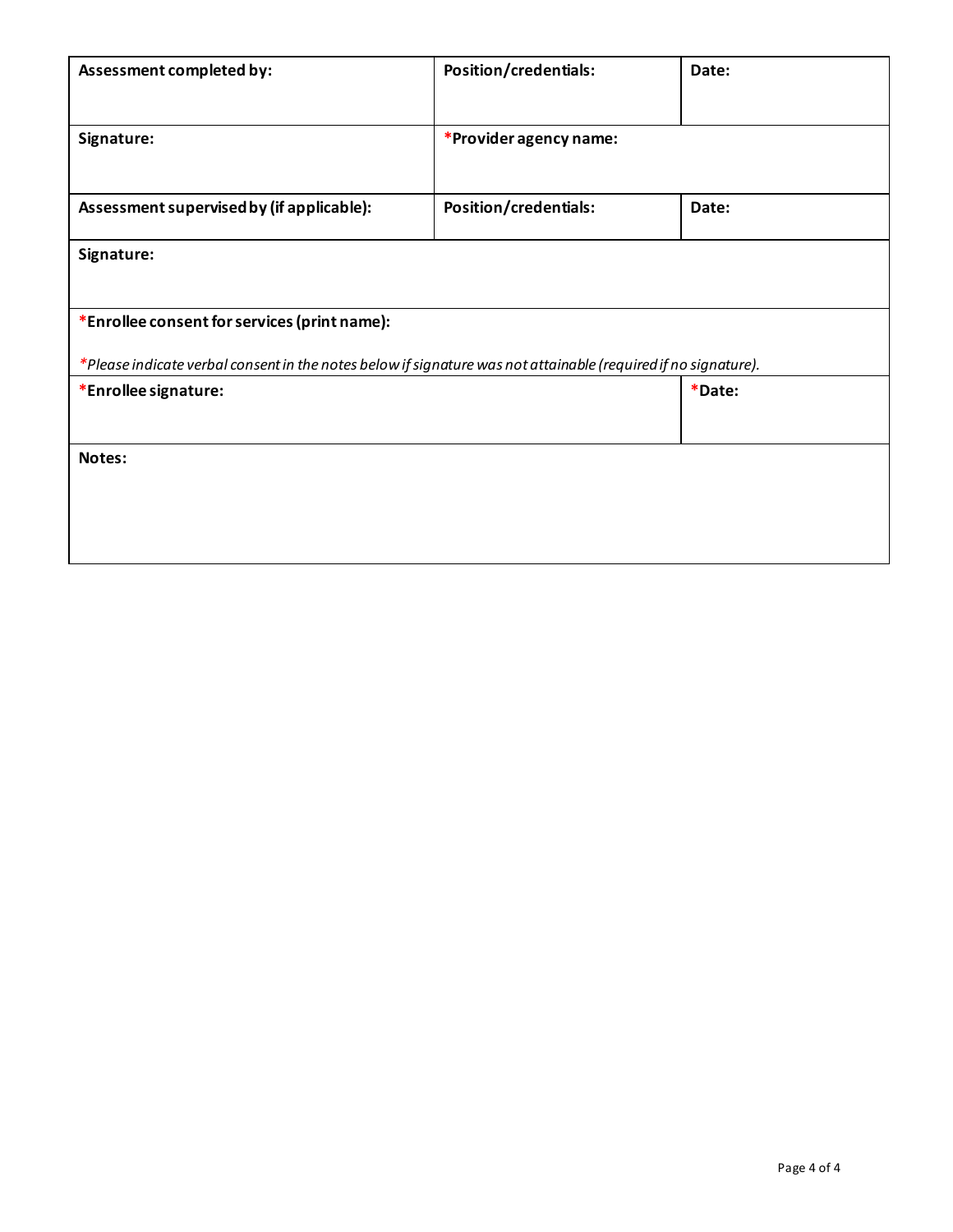| | | |
|---|---|---|
| **Assessment completed by:** | **Position/credentials:** | **Date:** |
| **Signature:** | ***Provider agency name:** | |
| **Assessment supervised by (if applicable):** | **Position/credentials:** | **Date:** |
| **Signature:** | | |
| ***Enrollee consent for services (print name):**<br><br>**Please indicate verbal consent in the notes below if signature was not attainable (required if no signature).* | | |
| ***Enrollee signature:** | | ***Date:** |
| **Notes:** | | |